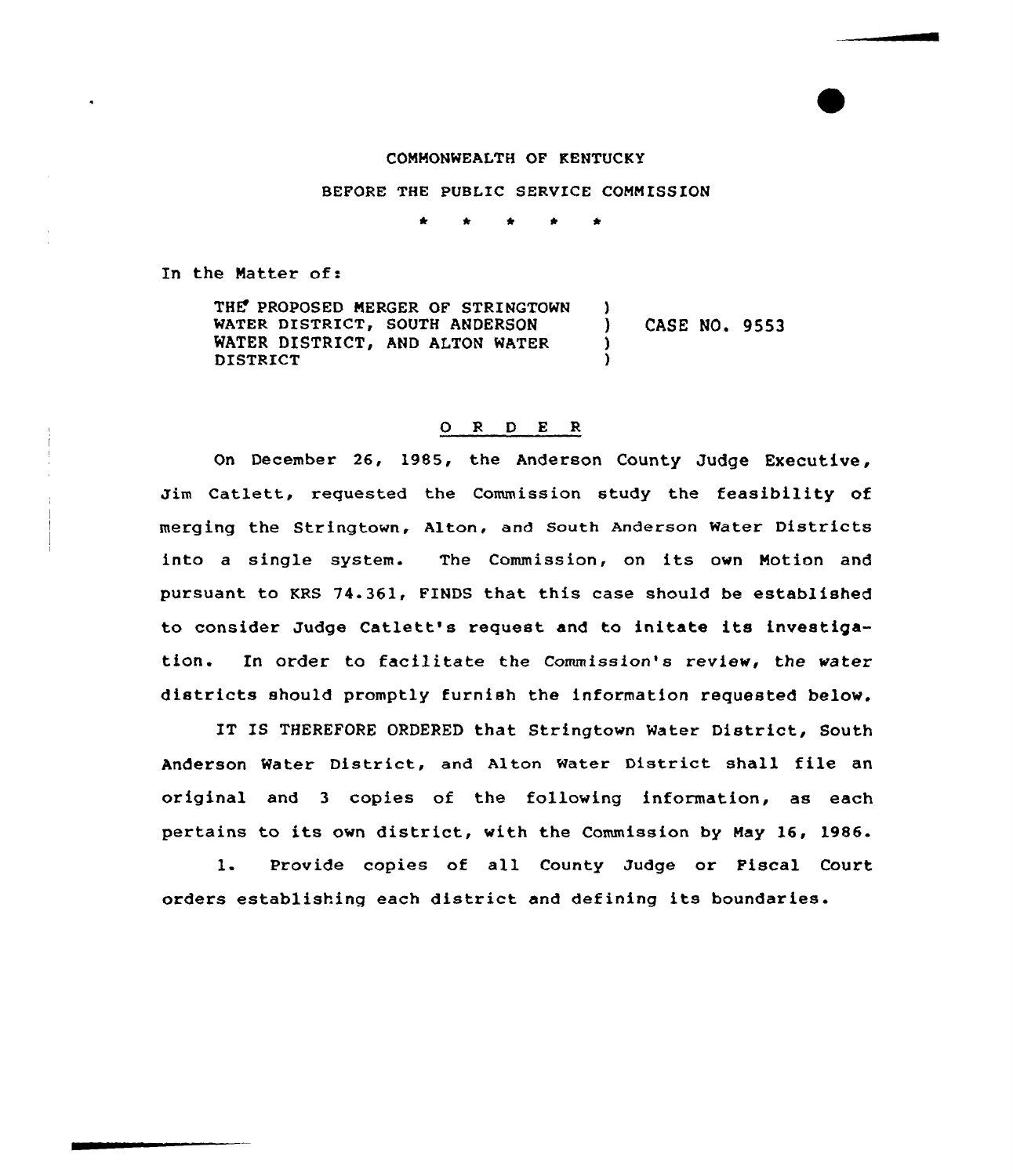COMMONWEALTH OF KENTUCKY

BEFORE THE PUBLIC SERVICE COMMISSION

\* \* \* \* \*

In the Matter of:

THE PROPOSED MERGER OF STRINGTOWN WATER DISTRICT, SOUTH ANDERSON WATER DISTRICT, AND ALTON WATER DISTRICT ) CASE NO. 9553

O R D E R

On December 26, 1985, the Anderson County Judge Executive, Jim Catlett, requested the Commission study the feasibility of merging the Stringtown, Alton, and South Anderson Water Districts into a single system. The Commission, on its own Motion and pursuant to KRS 74.361, FINDS that this case should be established to consider Judge Catlett's request and to initate its investigation. In order to facilitate the Commission's review, the water districts should promptly furnish the information requested below.

IT IS THEREFORE ORDERED that Stringtown Water District, South Anderson Water District, and Alton Water District shall file an original and 3 copies of the following information, as each pertains to its own district, with the Commission by May 16, 1986.

1. Provide copies of all County Judge or Fiscal Court orders establishing each district and defining its boundaries.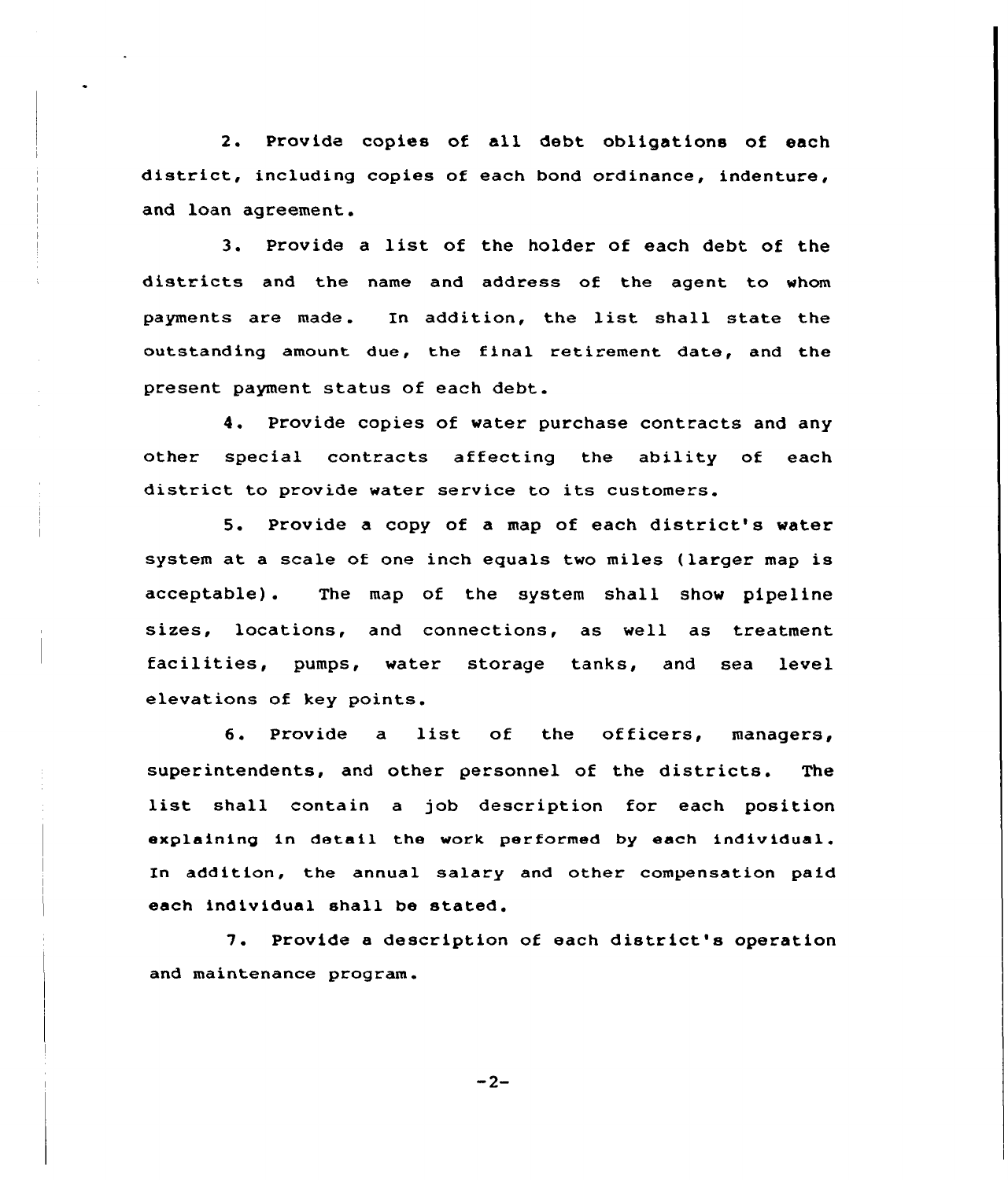2. Provide copies of all debt obligations of each district, including copies of each bond ordinance, indenture, and loan agreement.

3. Provide a list of the holder of each debt of the districts and the name and address of the agent to whom payments are made. In addition, the list shall state the outstanding amount due, the final retirement date, and the present payment status of each debt.

4. Provide copies of water purchase contracts and any other special contracts affecting the ability of each district to provide water service to its customers.

5. Provide a copy of a map of each district's water system at a scale of one inch equals two miles (larger map is acceptable). The map of the system shall show pipeline sizes, locations, and connections, as well as treatment facilities, pumps, water storage tanks, and sea level elevations of key points.

6. Provide a list of the officers, managers, superintendents, and other personnel of the districts. The list shall contain a job description for each position explaining in detail the work performed by each individual. In addition, the annual salary and other compensation paid each individual shall be stated.

7. Provide a description of each district's operation and maintenance program.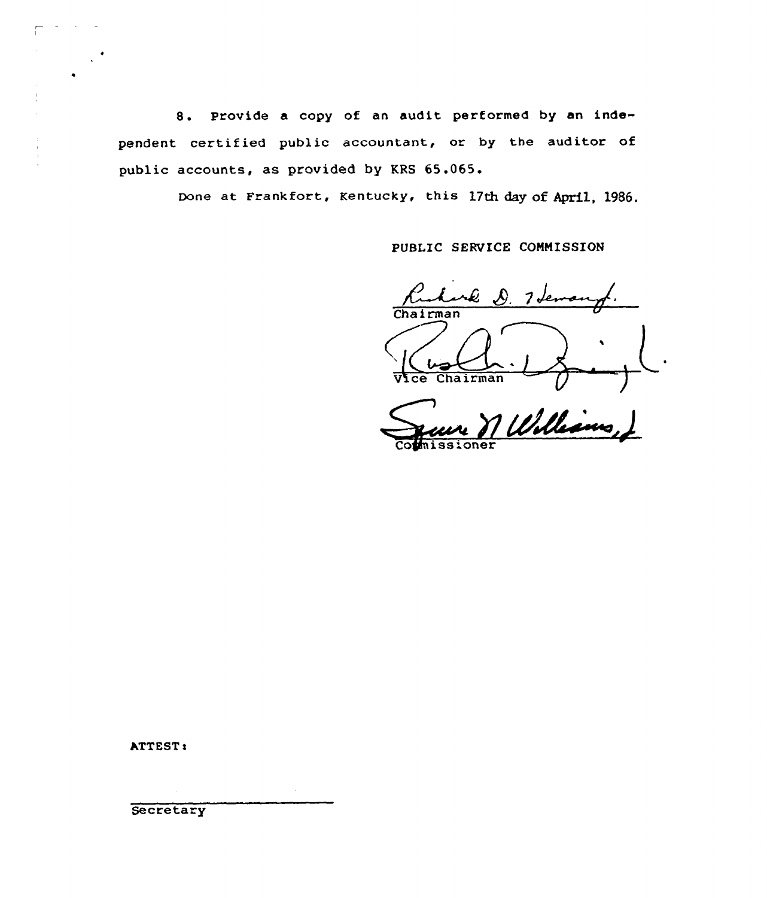8. Provide a copy of an audit performed by an independent certified public accountant, or by the auditor of public accounts, as provided by KRS 65.065.

Done at Frankfort, Kentucky, this 17th day of April, 1986.

PUBLIC SERVICE COMMISSION

Chairman

Vice Chairman

Commissioner

ATTEST:

Secretary